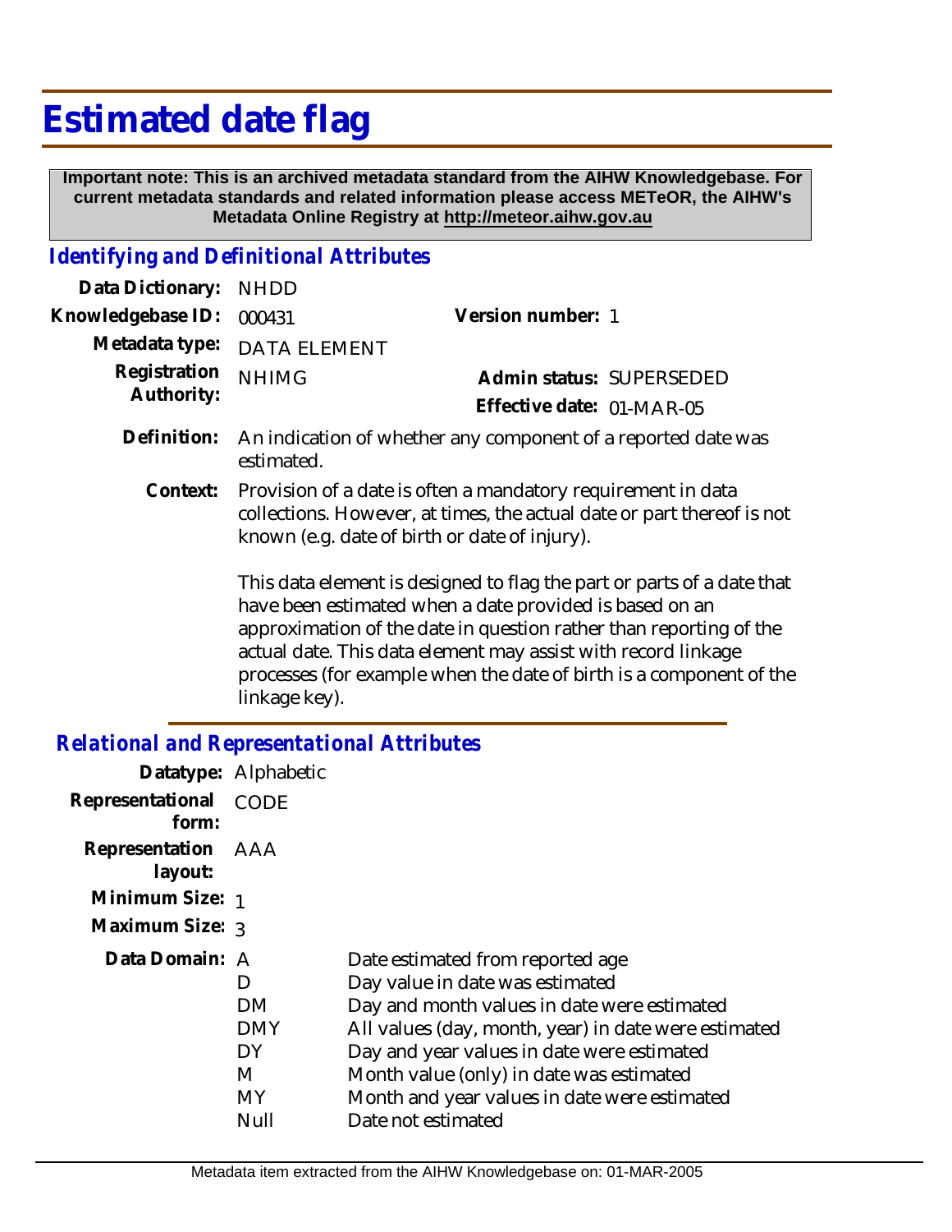# Estimated date flag

**Important note: This is an archived metadata standard from the AIHW Knowledgebase. For current metadata standards and related information please access METeOR, the AIHW's Metadata Online Registry at http://meteor.aihw.gov.au**

## *Identifying and Definitional Attributes*

**Data Dictionary:** NHDD

**Knowledgebase ID:** 000431

**Version number:** 1

**Metadata type:** DATA ELEMENT

**Registration Authority:** NHIMG

**Admin status:** SUPERSEDED

**Effective date:** 01-MAR-05

**Definition:** An indication of whether any component of a reported date was estimated.

**Context:** Provision of a date is often a mandatory requirement in data collections. However, at times, the actual date or part thereof is not known (e.g. date of birth or date of injury).

This data element is designed to flag the part or parts of a date that have been estimated when a date provided is based on an approximation of the date in question rather than reporting of the actual date. This data element may assist with record linkage processes (for example when the date of birth is a component of the linkage key).

## *Relational and Representational Attributes*

**Datatype:** Alphabetic

**Representational form:** CODE

**Representation layout:** AAA

**Minimum Size:** 1

**Maximum Size:** 3

**Data Domain:**

| Code | Description |
| --- | --- |
| A | Date estimated from reported age |
| D | Day value in date was estimated |
| DM | Day and month values in date were estimated |
| DMY | All values (day, month, year) in date were estimated |
| DY | Day and year values in date were estimated |
| M | Month value (only) in date was estimated |
| MY | Month and year values in date were estimated |
| Null | Date not estimated |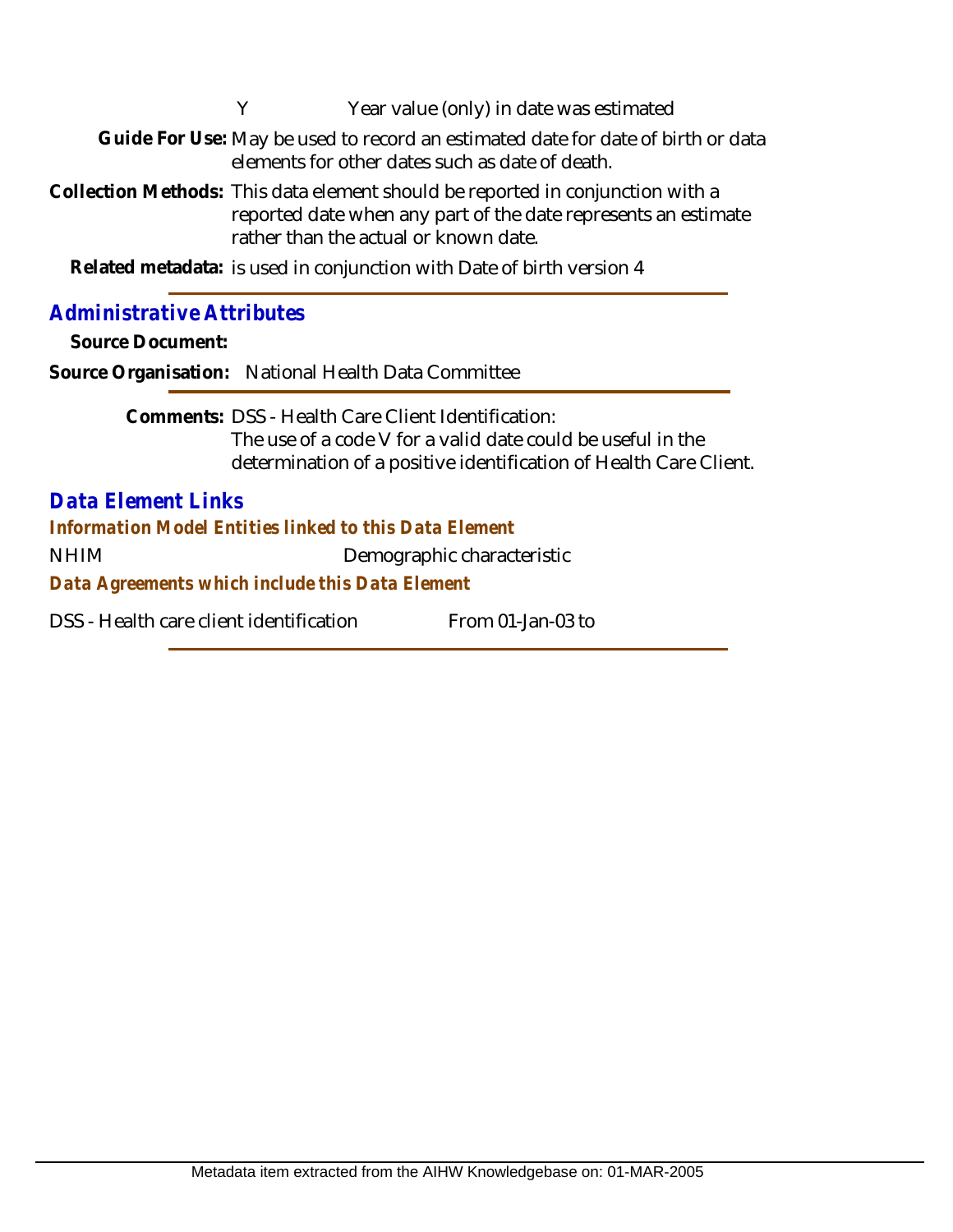| | |
|---|---|
| Y | Year value (only) in date was estimated |

**Guide For Use:** May be used to record an estimated date for date of birth or data elements for other dates such as date of death.

**Collection Methods:** This data element should be reported in conjunction with a reported date when any part of the date represents an estimate rather than the actual or known date.

**Related metadata:** is used in conjunction with Date of birth version 4

## Administrative Attributes

**Source Document:**

**Source Organisation:** National Health Data Committee

**Comments:** DSS - Health Care Client Identification:
The use of a code V for a valid date could be useful in the determination of a positive identification of Health Care Client.

## Data Element Links

### Information Model Entities linked to this Data Element

| | |
|---|---|
| NHIM | Demographic characteristic |

### Data Agreements which include this Data Element

| | |
|---|---|
| DSS - Health care client identification | From 01-Jan-03 to |

Metadata item extracted from the AIHW Knowledgebase on: 01-MAR-2005